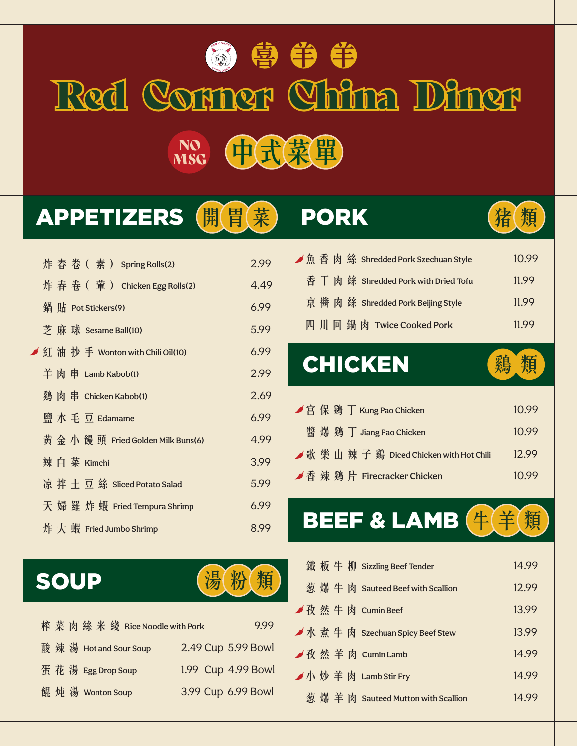# 喜羊羊

# Red Corner China Diner

NO MSG 中式菜單

## APPETIZERS 開胃菜

| Item | Price |
|---|---|
| 炸春卷（素）Spring Rolls(2) | 2.99 |
| 炸春卷（葷）Chicken Egg Rolls(2) | 4.49 |
| 鍋貼 Pot Stickers(9) | 6.99 |
| 芝麻球 Sesame Ball(10) | 5.99 |
| 🌶 紅油抄手 Wonton with Chili Oil(10) | 6.99 |
| 羊肉串 Lamb Kabob(1) | 2.99 |
| 鷄肉串 Chicken Kabob(1) | 2.69 |
| 鹽水毛豆 Edamame | 6.99 |
| 黄金小饅頭 Fried Golden Milk Buns(6) | 4.99 |
| 辣白菜 Kimchi | 3.99 |
| 凉拌土豆絲 Sliced Potato Salad | 5.99 |
| 天婦羅炸蝦 Fried Tempura Shrimp | 6.99 |
| 炸大蝦 Fried Jumbo Shrimp | 8.99 |

## SOUP 湯粉類

| Item | Price |
|---|---|
| 榨菜肉絲米綫 Rice Noodle with Pork | 9.99 |
| 酸辣湯 Hot and Sour Soup | 2.49 Cup 5.99 Bowl |
| 蛋花湯 Egg Drop Soup | 1.99 Cup 4.99 Bowl |
| 餛飩湯 Wonton Soup | 3.99 Cup 6.99 Bowl |

## PORK 猪類

| Item | Price |
|---|---|
| 🌶 魚香肉絲 Shredded Pork Szechuan Style | 10.99 |
| 香干肉絲 Shredded Pork with Dried Tofu | 11.99 |
| 京醬肉絲 Shredded Pork Beijing Style | 11.99 |
| 四川回鍋肉 Twice Cooked Pork | 11.99 |

## CHICKEN 鷄類

| Item | Price |
|---|---|
| 🌶 宮保鷄丁 Kung Pao Chicken | 10.99 |
| 醬爆鷄丁 Jiang Pao Chicken | 10.99 |
| 🌶 歌樂山辣子鷄 Diced Chicken with Hot Chili | 12.99 |
| 🌶 香辣鷄片 Firecracker Chicken | 10.99 |

## BEEF & LAMB 牛羊類

| Item | Price |
|---|---|
| 鐵板牛柳 Sizzling Beef Tender | 14.99 |
| 葱爆牛肉 Sauteed Beef with Scallion | 12.99 |
| 🌶 孜然牛肉 Cumin Beef | 13.99 |
| 🌶 水煮牛肉 Szechuan Spicy Beef Stew | 13.99 |
| 🌶 孜然羊肉 Cumin Lamb | 14.99 |
| 🌶 小炒羊肉 Lamb Stir Fry | 14.99 |
| 葱爆羊肉 Sauteed Mutton with Scallion | 14.99 |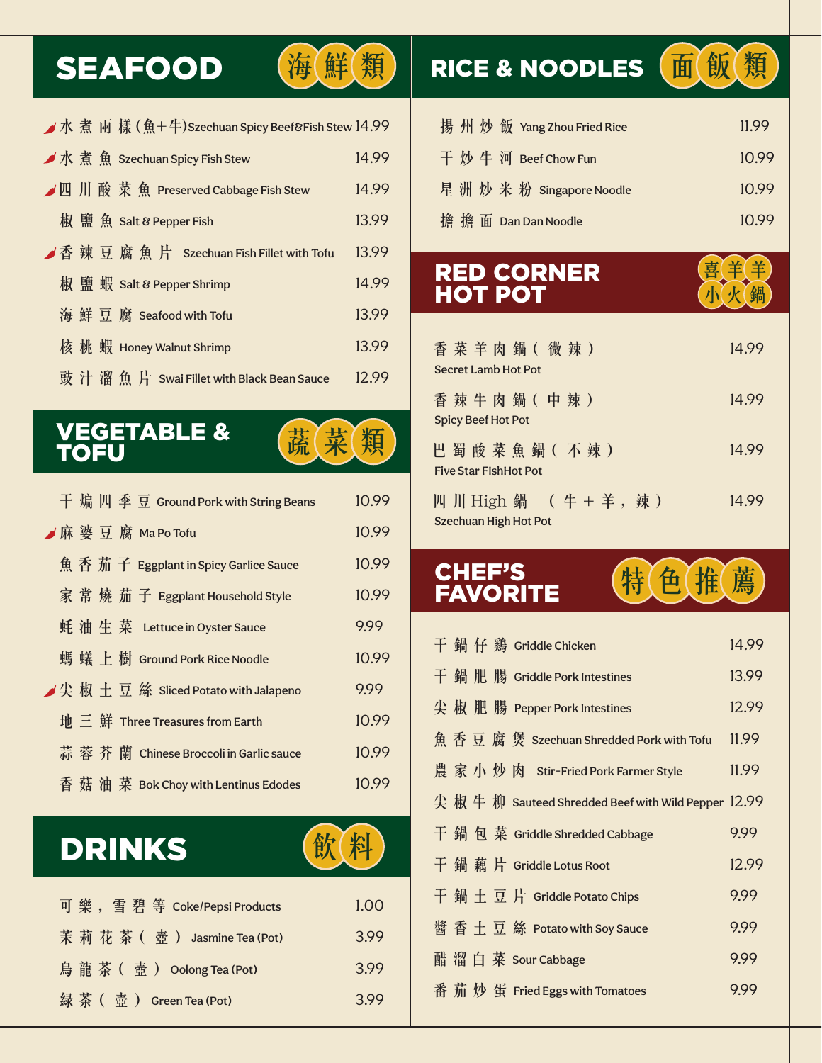## SEAFOOD 海鮮類

| | |
|---|---|
| 🌶水煮兩樣(魚+牛) Szechuan Spicy Beef&Fish Stew | 14.99 |
| 🌶水煮魚 Szechuan Spicy Fish Stew | 14.99 |
| 🌶四川酸菜魚 Preserved Cabbage Fish Stew | 14.99 |
| 椒鹽魚 Salt & Pepper Fish | 13.99 |
| 🌶香辣豆腐魚片 Szechuan Fish Fillet with Tofu | 13.99 |
| 椒鹽蝦 Salt & Pepper Shrimp | 14.99 |
| 海鮮豆腐 Seafood with Tofu | 13.99 |
| 核桃蝦 Honey Walnut Shrimp | 13.99 |
| 豉汁溜魚片 Swai Fillet with Black Bean Sauce | 12.99 |

## VEGETABLE & TOFU 蔬菜類

| | |
|---|---|
| 干煸四季豆 Ground Pork with String Beans | 10.99 |
| 🌶麻婆豆腐 Ma Po Tofu | 10.99 |
| 魚香茄子 Eggplant in Spicy Garlice Sauce | 10.99 |
| 家常燒茄子 Eggplant Household Style | 10.99 |
| 蚝油生菜 Lettuce in Oyster Sauce | 9.99 |
| 螞蟻上樹 Ground Pork Rice Noodle | 10.99 |
| 🌶尖椒土豆絲 Sliced Potato with Jalapeno | 9.99 |
| 地三鮮 Three Treasures from Earth | 10.99 |
| 蒜蓉芥蘭 Chinese Broccoli in Garlic sauce | 10.99 |
| 香菇油菜 Bok Choy with Lentinus Edodes | 10.99 |

## DRINKS 飲料

| | |
|---|---|
| 可樂，雪碧等 Coke/Pepsi Products | 1.00 |
| 茉莉花茶（壺） Jasmine Tea (Pot) | 3.99 |
| 烏龍茶（壺） Oolong Tea (Pot) | 3.99 |
| 綠茶（壺） Green Tea (Pot) | 3.99 |

## RICE & NOODLES 面飯類

| | |
|---|---|
| 揚州炒飯 Yang Zhou Fried Rice | 11.99 |
| 干炒牛河 Beef Chow Fun | 10.99 |
| 星洲炒米粉 Singapore Noodle | 10.99 |
| 擔擔面 Dan Dan Noodle | 10.99 |

## RED CORNER HOT POT 喜羊羊小火鍋

| | |
|---|---|
| 香菜羊肉鍋（微辣） Secret Lamb Hot Pot | 14.99 |
| 香辣牛肉鍋（中辣） Spicy Beef Hot Pot | 14.99 |
| 巴蜀酸菜魚鍋（不辣） Five Star FIshHot Pot | 14.99 |
| 四川High鍋（牛＋羊，辣） Szechuan High Hot Pot | 14.99 |

## CHEF'S FAVORITE 特色推薦

| | |
|---|---|
| 干鍋仔雞 Griddle Chicken | 14.99 |
| 干鍋肥腸 Griddle Pork Intestines | 13.99 |
| 尖椒肥腸 Pepper Pork Intestines | 12.99 |
| 魚香豆腐煲 Szechuan Shredded Pork with Tofu | 11.99 |
| 農家小炒肉 Stir-Fried Pork Farmer Style | 11.99 |
| 尖椒牛柳 Sauteed Shredded Beef with Wild Pepper | 12.99 |
| 干鍋包菜 Griddle Shredded Cabbage | 9.99 |
| 干鍋藕片 Griddle Lotus Root | 12.99 |
| 干鍋土豆片 Griddle Potato Chips | 9.99 |
| 醬香土豆絲 Potato with Soy Sauce | 9.99 |
| 醋溜白菜 Sour Cabbage | 9.99 |
| 番茄炒蛋 Fried Eggs with Tomatoes | 9.99 |